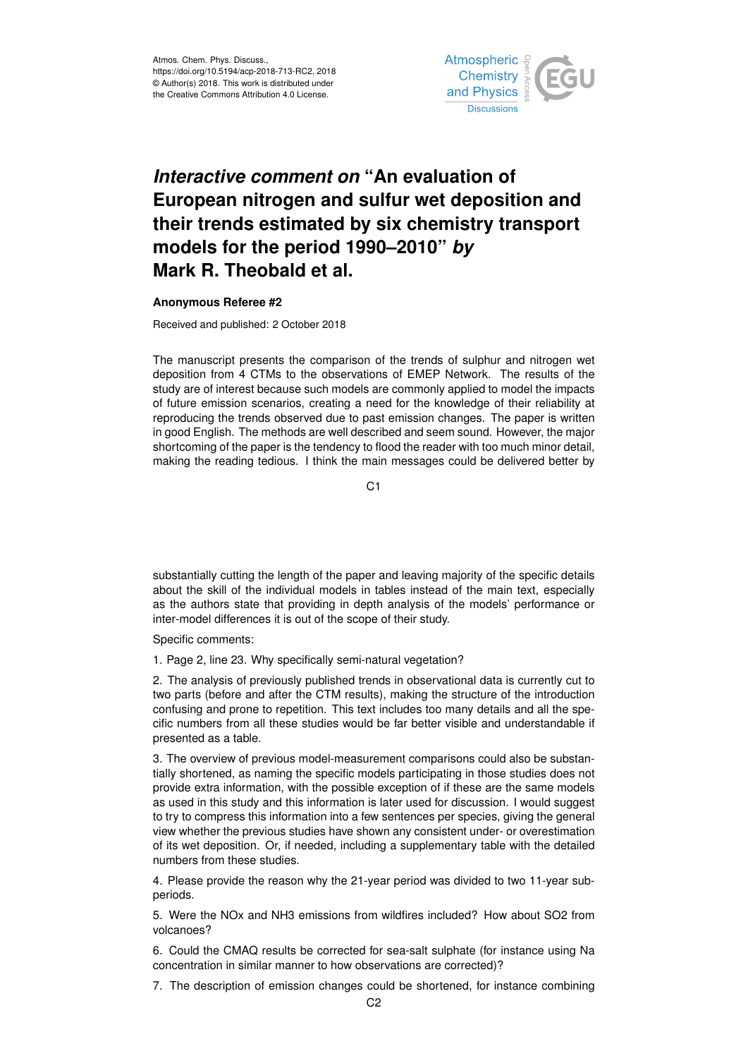Atmos. Chem. Phys. Discuss.,
https://doi.org/10.5194/acp-2018-713-RC2, 2018
© Author(s) 2018. This work is distributed under
the Creative Commons Attribution 4.0 License.

# *Interactive comment on* "An evaluation of European nitrogen and sulfur wet deposition and their trends estimated by six chemistry transport models for the period 1990–2010" *by* Mark R. Theobald et al.

**Anonymous Referee #2**

Received and published: 2 October 2018

The manuscript presents the comparison of the trends of sulphur and nitrogen wet deposition from 4 CTMs to the observations of EMEP Network. The results of the study are of interest because such models are commonly applied to model the impacts of future emission scenarios, creating a need for the knowledge of their reliability at reproducing the trends observed due to past emission changes. The paper is written in good English. The methods are well described and seem sound. However, the major shortcoming of the paper is the tendency to flood the reader with too much minor detail, making the reading tedious. I think the main messages could be delivered better by substantially cutting the length of the paper and leaving majority of the specific details about the skill of the individual models in tables instead of the main text, especially as the authors state that providing in depth analysis of the models' performance or inter-model differences it is out of the scope of their study.

Specific comments:

1. Page 2, line 23. Why specifically semi-natural vegetation?

2. The analysis of previously published trends in observational data is currently cut to two parts (before and after the CTM results), making the structure of the introduction confusing and prone to repetition. This text includes too many details and all the specific numbers from all these studies would be far better visible and understandable if presented as a table.

3. The overview of previous model-measurement comparisons could also be substantially shortened, as naming the specific models participating in those studies does not provide extra information, with the possible exception of if these are the same models as used in this study and this information is later used for discussion. I would suggest to try to compress this information into a few sentences per species, giving the general view whether the previous studies have shown any consistent under- or overestimation of its wet deposition. Or, if needed, including a supplementary table with the detailed numbers from these studies.

4. Please provide the reason why the 21-year period was divided to two 11-year subperiods.

5. Were the $NO_x$ and $NH_3$ emissions from wildfires included? How about $SO_2$ from volcanoes?

6. Could the CMAQ results be corrected for sea-salt sulphate (for instance using Na concentration in similar manner to how observations are corrected)?

7. The description of emission changes could be shortened, for instance combining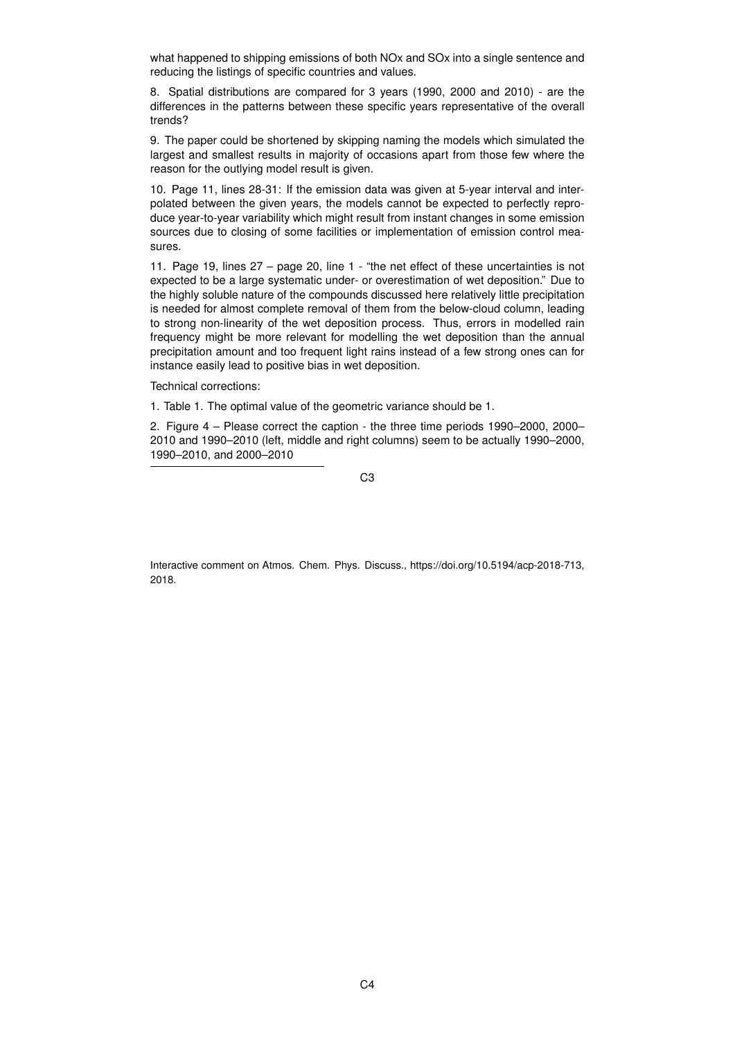what happened to shipping emissions of both NOx and SOx into a single sentence and reducing the listings of specific countries and values.

8. Spatial distributions are compared for 3 years (1990, 2000 and 2010) - are the differences in the patterns between these specific years representative of the overall trends?

9. The paper could be shortened by skipping naming the models which simulated the largest and smallest results in majority of occasions apart from those few where the reason for the outlying model result is given.

10. Page 11, lines 28-31: If the emission data was given at 5-year interval and interpolated between the given years, the models cannot be expected to perfectly reproduce year-to-year variability which might result from instant changes in some emission sources due to closing of some facilities or implementation of emission control measures.

11. Page 19, lines 27 – page 20, line 1 - "the net effect of these uncertainties is not expected to be a large systematic under- or overestimation of wet deposition." Due to the highly soluble nature of the compounds discussed here relatively little precipitation is needed for almost complete removal of them from the below-cloud column, leading to strong non-linearity of the wet deposition process. Thus, errors in modelled rain frequency might be more relevant for modelling the wet deposition than the annual precipitation amount and too frequent light rains instead of a few strong ones can for instance easily lead to positive bias in wet deposition.

Technical corrections:

1. Table 1. The optimal value of the geometric variance should be 1.

2. Figure 4 – Please correct the caption - the three time periods 1990–2000, 2000–2010 and 1990–2010 (left, middle and right columns) seem to be actually 1990–2000, 1990–2010, and 2000–2010

---

Interactive comment on Atmos. Chem. Phys. Discuss., https://doi.org/10.5194/acp-2018-713, 2018.